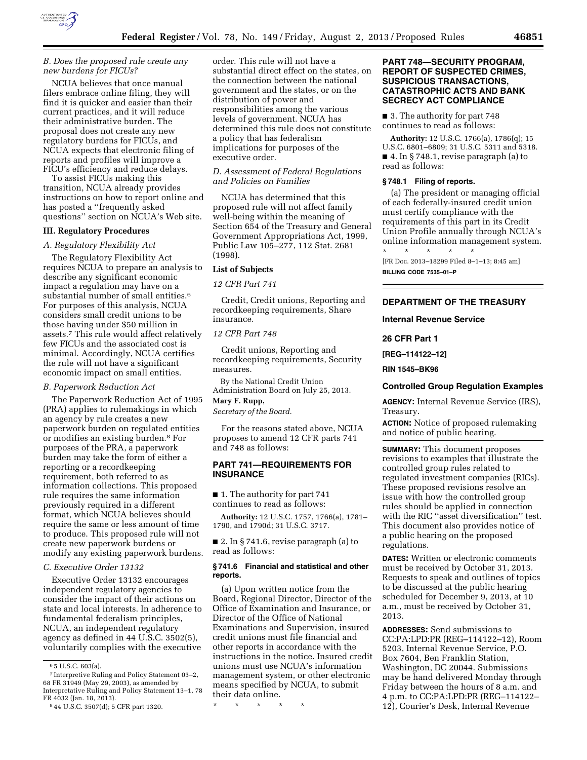### *B. Does the proposed rule create any new burdens for FICUs?*

NCUA believes that once manual filers embrace online filing, they will find it is quicker and easier than their current practices, and it will reduce their administrative burden. The proposal does not create any new regulatory burdens for FICUs, and NCUA expects that electronic filing of reports and profiles will improve a FICU's efficiency and reduce delays.

To assist FICUs making this transition, NCUA already provides instructions on how to report online and has posted a ''frequently asked questions'' section on NCUA's Web site.

## III. Regulatory Procedures

### *A. Regulatory Flexibility Act*

The Regulatory Flexibility Act requires NCUA to prepare an analysis to describe any significant economic impact a regulation may have on a substantial number of small entities.[6] For purposes of this analysis, NCUA considers small credit unions to be those having under $50 million in assets.[7] This rule would affect relatively few FICUs and the associated cost is minimal. Accordingly, NCUA certifies the rule will not have a significant economic impact on small entities.

### *B. Paperwork Reduction Act*

The Paperwork Reduction Act of 1995 (PRA) applies to rulemakings in which an agency by rule creates a new paperwork burden on regulated entities or modifies an existing burden.[8] For purposes of the PRA, a paperwork burden may take the form of either a reporting or a recordkeeping requirement, both referred to as information collections. This proposed rule requires the same information previously required in a different format, which NCUA believes should require the same or less amount of time to produce. This proposed rule will not create new paperwork burdens or modify any existing paperwork burdens.

### *C. Executive Order 13132*

Executive Order 13132 encourages independent regulatory agencies to consider the impact of their actions on state and local interests. In adherence to fundamental federalism principles, NCUA, an independent regulatory agency as defined in 44 U.S.C. 3502(5), voluntarily complies with the executive order. This rule will not have a substantial direct effect on the states, on the connection between the national government and the states, or on the distribution of power and responsibilities among the various levels of government. NCUA has determined this rule does not constitute a policy that has federalism implications for purposes of the executive order.

### *D. Assessment of Federal Regulations and Policies on Families*

NCUA has determined that this proposed rule will not affect family well-being within the meaning of Section 654 of the Treasury and General Government Appropriations Act, 1999, Public Law 105–277, 112 Stat. 2681 (1998).

## List of Subjects

### *12 CFR Part 741*

Credit, Credit unions, Reporting and recordkeeping requirements, Share insurance.

### *12 CFR Part 748*

Credit unions, Reporting and recordkeeping requirements, Security measures.

By the National Credit Union Administration Board on July 25, 2013.

**Mary F. Rupp,**

*Secretary of the Board.*

For the reasons stated above, NCUA proposes to amend 12 CFR parts 741 and 748 as follows:

## PART 741—REQUIREMENTS FOR INSURANCE

■ 1. The authority for part 741 continues to read as follows:

**Authority:** 12 U.S.C. 1757, 1766(a), 1781–1790, and 1790d; 31 U.S.C. 3717.

■ 2. In § 741.6, revise paragraph (a) to read as follows:

### § 741.6 Financial and statistical and other reports.

(a) Upon written notice from the Board, Regional Director, Director of the Office of Examination and Insurance, or Director of the Office of National Examinations and Supervision, insured credit unions must file financial and other reports in accordance with the instructions in the notice. Insured credit unions must use NCUA's information management system, or other electronic means specified by NCUA, to submit their data online.

\* \* \* \* \*

## PART 748—SECURITY PROGRAM, REPORT OF SUSPECTED CRIMES, SUSPICIOUS TRANSACTIONS, CATASTROPHIC ACTS AND BANK SECRECY ACT COMPLIANCE

■ 3. The authority for part 748 continues to read as follows:

**Authority:** 12 U.S.C. 1766(a), 1786(q); 15 U.S.C. 6801–6809; 31 U.S.C. 5311 and 5318.

■ 4. In § 748.1, revise paragraph (a) to read as follows:

### § 748.1 Filing of reports.

(a) The president or managing official of each federally-insured credit union must certify compliance with the requirements of this part in its Credit Union Profile annually through NCUA's online information management system.

\* \* \* \* \*

[FR Doc. 2013–18299 Filed 8–1–13; 8:45 am]

**BILLING CODE 7535–01–P**

---

## DEPARTMENT OF THE TREASURY

## Internal Revenue Service

## 26 CFR Part 1

**[REG–114122–12]**

**RIN 1545–BK96**

## Controlled Group Regulation Examples

**AGENCY:** Internal Revenue Service (IRS), Treasury.

**ACTION:** Notice of proposed rulemaking and notice of public hearing.

**SUMMARY:** This document proposes revisions to examples that illustrate the controlled group rules related to regulated investment companies (RICs). These proposed revisions resolve an issue with how the controlled group rules should be applied in connection with the RIC ''asset diversification'' test. This document also provides notice of a public hearing on the proposed regulations.

**DATES:** Written or electronic comments must be received by October 31, 2013. Requests to speak and outlines of topics to be discussed at the public hearing scheduled for December 9, 2013, at 10 a.m., must be received by October 31, 2013.

**ADDRESSES:** Send submissions to CC:PA:LPD:PR (REG–114122–12), Room 5203, Internal Revenue Service, P.O. Box 7604, Ben Franklin Station, Washington, DC 20044. Submissions may be hand delivered Monday through Friday between the hours of 8 a.m. and 4 p.m. to CC:PA:LPD:PR (REG–114122–12), Courier's Desk, Internal Revenue

---

[6] 5 U.S.C. 603(a).

[7] Interpretive Ruling and Policy Statement 03–2, 68 FR 31949 (May 29, 2003), as amended by Interpretative Ruling and Policy Statement 13–1, 78 FR 4032 (Jan. 18, 2013).

[8] 44 U.S.C. 3507(d); 5 CFR part 1320.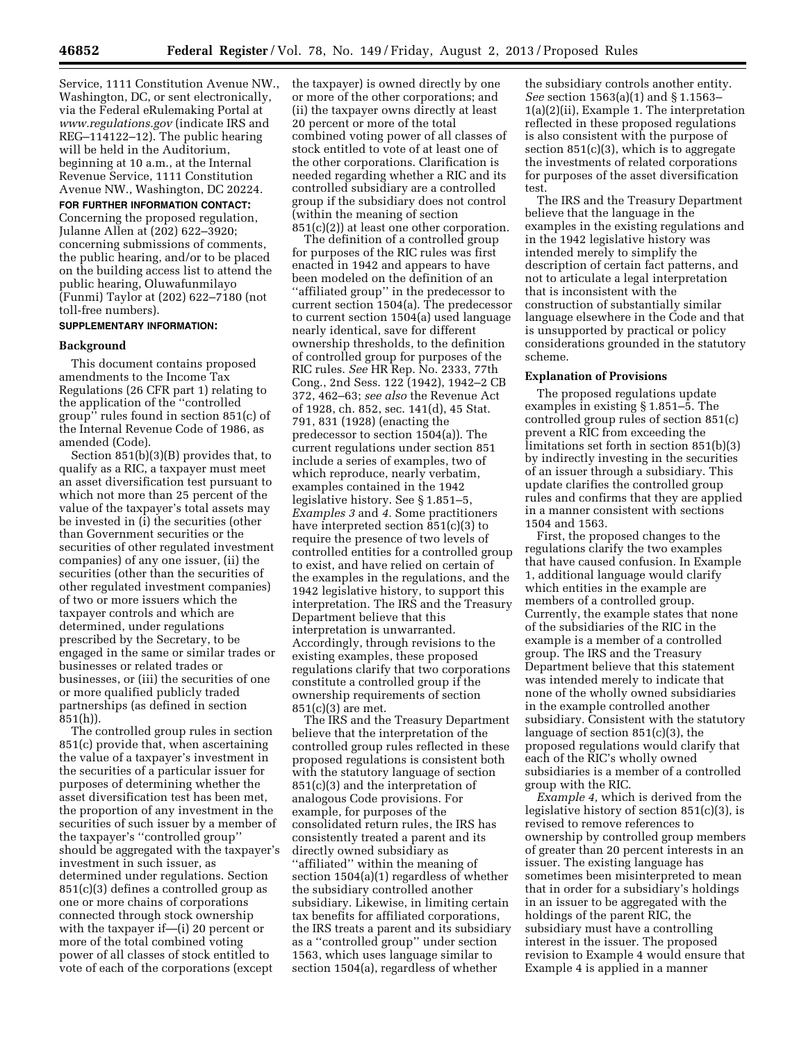Service, 1111 Constitution Avenue NW., Washington, DC, or sent electronically, via the Federal eRulemaking Portal at *www.regulations.gov* (indicate IRS and REG–114122–12). The public hearing will be held in the Auditorium, beginning at 10 a.m., at the Internal Revenue Service, 1111 Constitution Avenue NW., Washington, DC 20224.

**FOR FURTHER INFORMATION CONTACT:** Concerning the proposed regulation, Julanne Allen at (202) 622–3920; concerning submissions of comments, the public hearing, and/or to be placed on the building access list to attend the public hearing, Oluwafunmilayo (Funmi) Taylor at (202) 622–7180 (not toll-free numbers).

**SUPPLEMENTARY INFORMATION:**

**Background**

This document contains proposed amendments to the Income Tax Regulations (26 CFR part 1) relating to the application of the ''controlled group'' rules found in section 851(c) of the Internal Revenue Code of 1986, as amended (Code).

Section 851(b)(3)(B) provides that, to qualify as a RIC, a taxpayer must meet an asset diversification test pursuant to which not more than 25 percent of the value of the taxpayer's total assets may be invested in (i) the securities (other than Government securities or the securities of other regulated investment companies) of any one issuer, (ii) the securities (other than the securities of other regulated investment companies) of two or more issuers which the taxpayer controls and which are determined, under regulations prescribed by the Secretary, to be engaged in the same or similar trades or businesses or related trades or businesses, or (iii) the securities of one or more qualified publicly traded partnerships (as defined in section 851(h)).

The controlled group rules in section 851(c) provide that, when ascertaining the value of a taxpayer's investment in the securities of a particular issuer for purposes of determining whether the asset diversification test has been met, the proportion of any investment in the securities of such issuer by a member of the taxpayer's ''controlled group'' should be aggregated with the taxpayer's investment in such issuer, as determined under regulations. Section 851(c)(3) defines a controlled group as one or more chains of corporations connected through stock ownership with the taxpayer if—(i) 20 percent or more of the total combined voting power of all classes of stock entitled to vote of each of the corporations (except the taxpayer) is owned directly by one or more of the other corporations; and (ii) the taxpayer owns directly at least 20 percent or more of the total combined voting power of all classes of stock entitled to vote of at least one of the other corporations. Clarification is needed regarding whether a RIC and its controlled subsidiary are a controlled group if the subsidiary does not control (within the meaning of section 851(c)(2)) at least one other corporation.

The definition of a controlled group for purposes of the RIC rules was first enacted in 1942 and appears to have been modeled on the definition of an ''affiliated group'' in the predecessor to current section 1504(a). The predecessor to current section 1504(a) used language nearly identical, save for different ownership thresholds, to the definition of controlled group for purposes of the RIC rules. *See* HR Rep. No. 2333, 77th Cong., 2nd Sess. 122 (1942), 1942–2 CB 372, 462–63; *see also* the Revenue Act of 1928, ch. 852, sec. 141(d), 45 Stat. 791, 831 (1928) (enacting the predecessor to section 1504(a)). The current regulations under section 851 include a series of examples, two of which reproduce, nearly verbatim, examples contained in the 1942 legislative history. See § 1.851–5, *Examples 3* and *4.* Some practitioners have interpreted section 851(c)(3) to require the presence of two levels of controlled entities for a controlled group to exist, and have relied on certain of the examples in the regulations, and the 1942 legislative history, to support this interpretation. The IRS and the Treasury Department believe that this interpretation is unwarranted. Accordingly, through revisions to the existing examples, these proposed regulations clarify that two corporations constitute a controlled group if the ownership requirements of section 851(c)(3) are met.

The IRS and the Treasury Department believe that the interpretation of the controlled group rules reflected in these proposed regulations is consistent both with the statutory language of section 851(c)(3) and the interpretation of analogous Code provisions. For example, for purposes of the consolidated return rules, the IRS has consistently treated a parent and its directly owned subsidiary as ''affiliated'' within the meaning of section 1504(a)(1) regardless of whether the subsidiary controlled another subsidiary. Likewise, in limiting certain tax benefits for affiliated corporations, the IRS treats a parent and its subsidiary as a ''controlled group'' under section 1563, which uses language similar to section 1504(a), regardless of whether the subsidiary controls another entity. *See* section 1563(a)(1) and § 1.1563–1(a)(2)(ii), Example 1. The interpretation reflected in these proposed regulations is also consistent with the purpose of section 851(c)(3), which is to aggregate the investments of related corporations for purposes of the asset diversification test.

The IRS and the Treasury Department believe that the language in the examples in the existing regulations and in the 1942 legislative history was intended merely to simplify the description of certain fact patterns, and not to articulate a legal interpretation that is inconsistent with the construction of substantially similar language elsewhere in the Code and that is unsupported by practical or policy considerations grounded in the statutory scheme.

**Explanation of Provisions**

The proposed regulations update examples in existing § 1.851–5. The controlled group rules of section 851(c) prevent a RIC from exceeding the limitations set forth in section 851(b)(3) by indirectly investing in the securities of an issuer through a subsidiary. This update clarifies the controlled group rules and confirms that they are applied in a manner consistent with sections 1504 and 1563.

First, the proposed changes to the regulations clarify the two examples that have caused confusion. In Example 1, additional language would clarify which entities in the example are members of a controlled group. Currently, the example states that none of the subsidiaries of the RIC in the example is a member of a controlled group. The IRS and the Treasury Department believe that this statement was intended merely to indicate that none of the wholly owned subsidiaries in the example controlled another subsidiary. Consistent with the statutory language of section 851(c)(3), the proposed regulations would clarify that each of the RIC's wholly owned subsidiaries is a member of a controlled group with the RIC.

*Example 4,* which is derived from the legislative history of section 851(c)(3), is revised to remove references to ownership by controlled group members of greater than 20 percent interests in an issuer. The existing language has sometimes been misinterpreted to mean that in order for a subsidiary's holdings in an issuer to be aggregated with the holdings of the parent RIC, the subsidiary must have a controlling interest in the issuer. The proposed revision to Example 4 would ensure that Example 4 is applied in a manner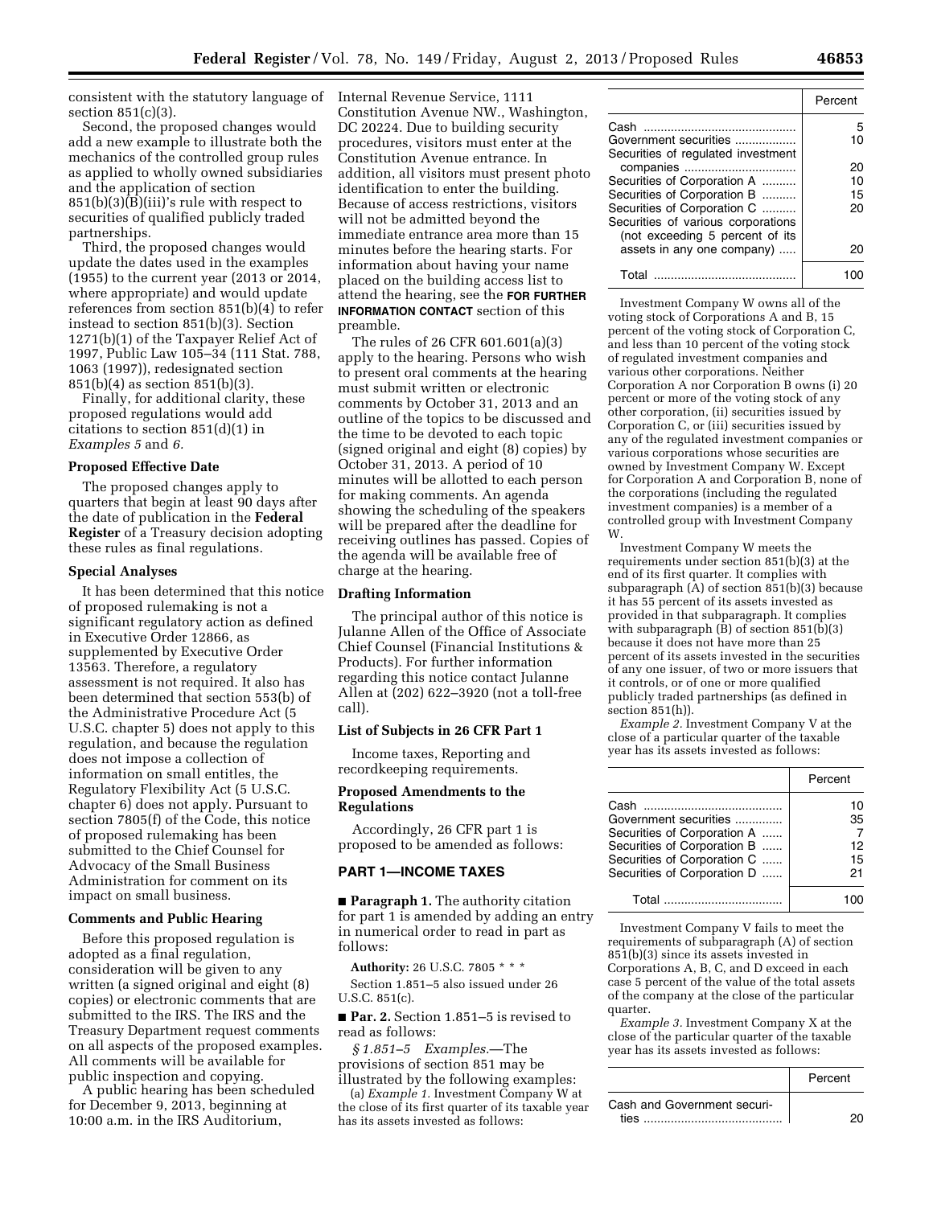consistent with the statutory language of section 851(c)(3).

Second, the proposed changes would add a new example to illustrate both the mechanics of the controlled group rules as applied to wholly owned subsidiaries and the application of section 851(b)(3)(B)(iii)'s rule with respect to securities of qualified publicly traded partnerships.

Third, the proposed changes would update the dates used in the examples (1955) to the current year (2013 or 2014, where appropriate) and would update references from section 851(b)(4) to refer instead to section 851(b)(3). Section 1271(b)(1) of the Taxpayer Relief Act of 1997, Public Law 105–34 (111 Stat. 788, 1063 (1997)), redesignated section 851(b)(4) as section 851(b)(3).

Finally, for additional clarity, these proposed regulations would add citations to section 851(d)(1) in *Examples 5* and *6.*

### Proposed Effective Date

The proposed changes apply to quarters that begin at least 90 days after the date of publication in the **Federal Register** of a Treasury decision adopting these rules as final regulations.

### Special Analyses

It has been determined that this notice of proposed rulemaking is not a significant regulatory action as defined in Executive Order 12866, as supplemented by Executive Order 13563. Therefore, a regulatory assessment is not required. It also has been determined that section 553(b) of the Administrative Procedure Act (5 U.S.C. chapter 5) does not apply to this regulation, and because the regulation does not impose a collection of information on small entities, the Regulatory Flexibility Act (5 U.S.C. chapter 6) does not apply. Pursuant to section 7805(f) of the Code, this notice of proposed rulemaking has been submitted to the Chief Counsel for Advocacy of the Small Business Administration for comment on its impact on small business.

### Comments and Public Hearing

Before this proposed regulation is adopted as a final regulation, consideration will be given to any written (a signed original and eight (8) copies) or electronic comments that are submitted to the IRS. The IRS and the Treasury Department request comments on all aspects of the proposed examples. All comments will be available for public inspection and copying.

A public hearing has been scheduled for December 9, 2013, beginning at 10:00 a.m. in the IRS Auditorium, Internal Revenue Service, 1111 Constitution Avenue NW., Washington, DC 20224. Due to building security procedures, visitors must enter at the Constitution Avenue entrance. In addition, all visitors must present photo identification to enter the building. Because of access restrictions, visitors will not be admitted beyond the immediate entrance area more than 15 minutes before the hearing starts. For information about having your name placed on the building access list to attend the hearing, see the **FOR FURTHER INFORMATION CONTACT** section of this preamble.

The rules of 26 CFR 601.601(a)(3) apply to the hearing. Persons who wish to present oral comments at the hearing must submit written or electronic comments by October 31, 2013 and an outline of the topics to be discussed and the time to be devoted to each topic (signed original and eight (8) copies) by October 31, 2013. A period of 10 minutes will be allotted to each person for making comments. An agenda showing the scheduling of the speakers will be prepared after the deadline for receiving outlines has passed. Copies of the agenda will be available free of charge at the hearing.

### Drafting Information

The principal author of this notice is Julanne Allen of the Office of Associate Chief Counsel (Financial Institutions & Products). For further information regarding this notice contact Julanne Allen at (202) 622–3920 (not a toll-free call).

### List of Subjects in 26 CFR Part 1

Income taxes, Reporting and recordkeeping requirements.

### Proposed Amendments to the Regulations

Accordingly, 26 CFR part 1 is proposed to be amended as follows:

## PART 1—INCOME TAXES

■ **Paragraph 1.** The authority citation for part 1 is amended by adding an entry in numerical order to read in part as follows:

**Authority:** 26 U.S.C. 7805 * * *

Section 1.851–5 also issued under 26 U.S.C. 851(c).

■ **Par. 2.** Section 1.851–5 is revised to read as follows:

*§ 1.851–5 Examples.*—The provisions of section 851 may be illustrated by the following examples:

(a) *Example 1.* Investment Company W at the close of its first quarter of its taxable year has its assets invested as follows:

| | Percent |
|---|---|
| Cash | 5 |
| Government securities | 10 |
| Securities of regulated investment companies | 20 |
| Securities of Corporation A | 10 |
| Securities of Corporation B | 15 |
| Securities of Corporation C | 20 |
| Securities of various corporations (not exceeding 5 percent of its assets in any one company) | 20 |
| Total | 100 |

Investment Company W owns all of the voting stock of Corporations A and B, 15 percent of the voting stock of Corporation C, and less than 10 percent of the voting stock of regulated investment companies and various other corporations. Neither Corporation A nor Corporation B owns (i) 20 percent or more of the voting stock of any other corporation, (ii) securities issued by Corporation C, or (iii) securities issued by any of the regulated investment companies or various corporations whose securities are owned by Investment Company W. Except for Corporation A and Corporation B, none of the corporations (including the regulated investment companies) is a member of a controlled group with Investment Company W.

Investment Company W meets the requirements under section 851(b)(3) at the end of its first quarter. It complies with subparagraph (A) of section 851(b)(3) because it has 55 percent of its assets invested as provided in that subparagraph. It complies with subparagraph (B) of section 851(b)(3) because it does not have more than 25 percent of its assets invested in the securities of any one issuer, of two or more issuers that it controls, or of one or more qualified publicly traded partnerships (as defined in section 851(h)).

*Example 2.* Investment Company V at the close of a particular quarter of the taxable year has its assets invested as follows:

| | Percent |
|---|---|
| Cash | 10 |
| Government securities | 35 |
| Securities of Corporation A | 7 |
| Securities of Corporation B | 12 |
| Securities of Corporation C | 15 |
| Securities of Corporation D | 21 |
| Total | 100 |

Investment Company V fails to meet the requirements of subparagraph (A) of section 851(b)(3) since its assets invested in Corporations A, B, C, and D exceed in each case 5 percent of the value of the total assets of the company at the close of the particular quarter.

*Example 3.* Investment Company X at the close of the particular quarter of the taxable year has its assets invested as follows:

| | Percent |
|---|---|
| Cash and Government securities | 20 |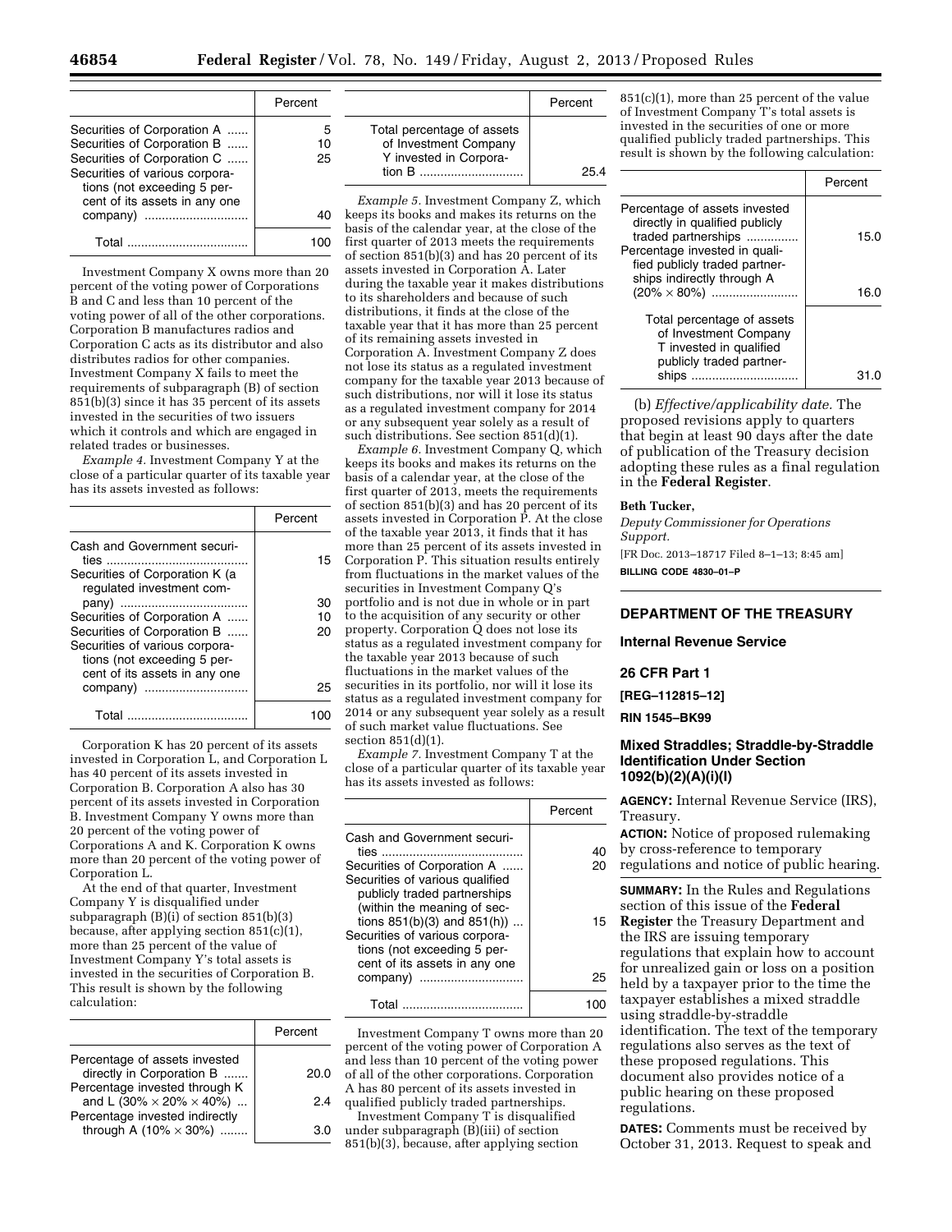| | Percent |
|---|---|
| Securities of Corporation A ...... | 5 |
| Securities of Corporation B ...... | 10 |
| Securities of Corporation C ...... | 25 |
| Securities of various corporations (not exceeding 5 percent of its assets in any one company) ............................. | 40 |
| Total .................................. | 100 |

Investment Company X owns more than 20 percent of the voting power of Corporations B and C and less than 10 percent of the voting power of all of the other corporations. Corporation B manufactures radios and Corporation C acts as its distributor and also distributes radios for other companies. Investment Company X fails to meet the requirements of subparagraph (B) of section 851(b)(3) since it has 35 percent of its assets invested in the securities of two issuers which it controls and which are engaged in related trades or businesses.

*Example 4.* Investment Company Y at the close of a particular quarter of its taxable year has its assets invested as follows:

| | Percent |
|---|---|
| Cash and Government securities ........................................ | 15 |
| Securities of Corporation K (a regulated investment company) .................................... | 30 |
| Securities of Corporation A ...... | 10 |
| Securities of Corporation B ...... | 20 |
| Securities of various corporations (not exceeding 5 percent of its assets in any one company) ............................. | 25 |
| Total .................................. | 100 |

Corporation K has 20 percent of its assets invested in Corporation L, and Corporation L has 40 percent of its assets invested in Corporation B. Corporation A also has 30 percent of its assets invested in Corporation B. Investment Company Y owns more than 20 percent of the voting power of Corporations A and K. Corporation K owns more than 20 percent of the voting power of Corporation L.

At the end of that quarter, Investment Company Y is disqualified under subparagraph (B)(i) of section 851(b)(3) because, after applying section 851(c)(1), more than 25 percent of the value of Investment Company Y's total assets is invested in the securities of Corporation B. This result is shown by the following calculation:

| | Percent |
|---|---|
| Percentage of assets invested directly in Corporation B ....... | 20.0 |
| Percentage invested through K and L (30% × 20% × 40%) ... | 2.4 |
| Percentage invested indirectly through A (10% × 30%) ........ | 3.0 |
| Total percentage of assets of Investment Company Y invested in Corporation B ............................. | 25.4 |

*Example 5.* Investment Company Z, which keeps its books and makes its returns on the basis of the calendar year, at the close of the first quarter of 2013 meets the requirements of section 851(b)(3) and has 20 percent of its assets invested in Corporation A. Later during the taxable year it makes distributions to its shareholders and because of such distributions, it finds at the close of the taxable year that it has more than 25 percent of its remaining assets invested in Corporation A. Investment Company Z does not lose its status as a regulated investment company for the taxable year 2013 because of such distributions, nor will it lose its status as a regulated investment company for 2014 or any subsequent year solely as a result of such distributions. See section 851(d)(1).

*Example 6.* Investment Company Q, which keeps its books and makes its returns on the basis of a calendar year, at the close of the first quarter of 2013, meets the requirements of section 851(b)(3) and has 20 percent of its assets invested in Corporation P. At the close of the taxable year 2013, it finds that it has more than 25 percent of its assets invested in Corporation P. This situation results entirely from fluctuations in the market values of the securities in Investment Company Q's portfolio and is not due in whole or in part to the acquisition of any security or other property. Corporation Q does not lose its status as a regulated investment company for the taxable year 2013 because of such fluctuations in the market values of the securities in its portfolio, nor will it lose its status as a regulated investment company for 2014 or any subsequent year solely as a result of such market value fluctuations. See section 851(d)(1).

*Example 7.* Investment Company T at the close of a particular quarter of its taxable year has its assets invested as follows:

| | Percent |
|---|---|
| Cash and Government securities ........................................ | 40 |
| Securities of Corporation A ...... | 20 |
| Securities of various qualified publicly traded partnerships (within the meaning of sections 851(b)(3) and 851(h)) ... | 15 |
| Securities of various corporations (not exceeding 5 percent of its assets in any one company) ............................. | 25 |
| Total .................................. | 100 |

Investment Company T owns more than 20 percent of the voting power of Corporation A and less than 10 percent of the voting power of all of the other corporations. Corporation A has 80 percent of its assets invested in qualified publicly traded partnerships.

Investment Company T is disqualified under subparagraph (B)(iii) of section 851(b)(3), because, after applying section 851(c)(1), more than 25 percent of the value of Investment Company T's total assets is invested in the securities of one or more qualified publicly traded partnerships. This result is shown by the following calculation:

| | Percent |
|---|---|
| Percentage of assets invested directly in qualified publicly traded partnerships ............... | 15.0 |
| Percentage invested in qualified publicly traded partnerships indirectly through A (20% × 80%) ......................... | 16.0 |
| Total percentage of assets of Investment Company T invested in qualified publicly traded partnerships ............................... | 31.0 |

(b) *Effective/applicability date.* The proposed revisions apply to quarters that begin at least 90 days after the date of publication of the Treasury decision adopting these rules as a final regulation in the **Federal Register**.

**Beth Tucker,**

*Deputy Commissioner for Operations Support.*

[FR Doc. 2013–18717 Filed 8–1–13; 8:45 am]

**BILLING CODE 4830–01–P**

---

## DEPARTMENT OF THE TREASURY

## Internal Revenue Service

## 26 CFR Part 1

**[REG–112815–12]**

**RIN 1545–BK99**

## Mixed Straddles; Straddle-by-Straddle Identification Under Section 1092(b)(2)(A)(i)(I)

**AGENCY:** Internal Revenue Service (IRS), Treasury.

**ACTION:** Notice of proposed rulemaking by cross-reference to temporary regulations and notice of public hearing.

**SUMMARY:** In the Rules and Regulations section of this issue of the **Federal Register** the Treasury Department and the IRS are issuing temporary regulations that explain how to account for unrealized gain or loss on a position held by a taxpayer prior to the time the taxpayer establishes a mixed straddle using straddle-by-straddle identification. The text of the temporary regulations also serves as the text of these proposed regulations. This document also provides notice of a public hearing on these proposed regulations.

**DATES:** Comments must be received by October 31, 2013. Request to speak and